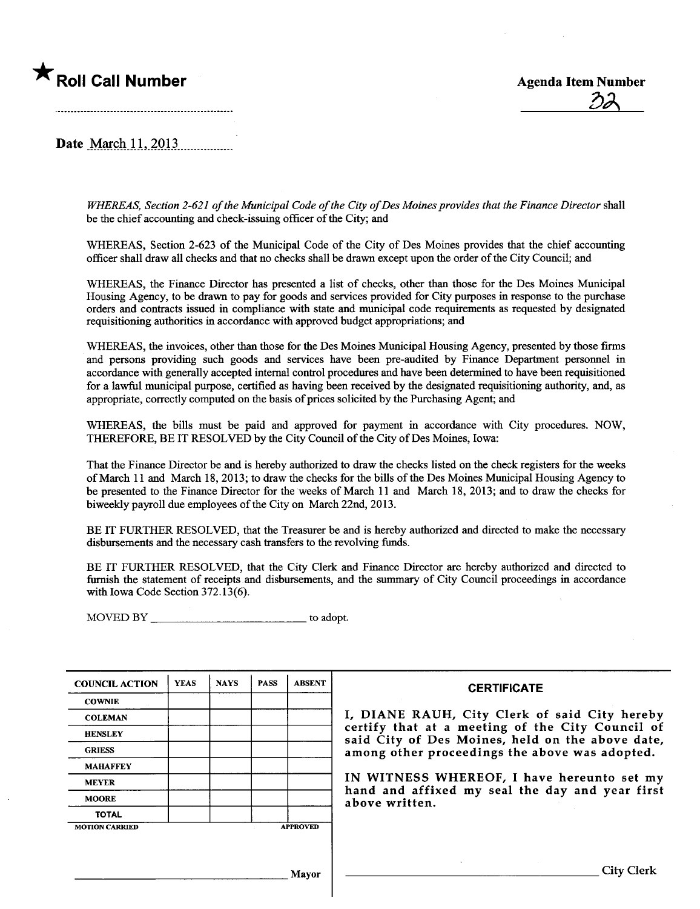★ **Roll Call Number**

**Agenda Item Number**

32

**Date** March 11, 2013

*WHEREAS, Section 2-621 of the Municipal Code of the City of Des Moines provides that the Finance Director* shall be the chief accounting and check-issuing officer of the City; and

WHEREAS, Section 2-623 of the Municipal Code of the City of Des Moines provides that the chief accounting officer shall draw all checks and that no checks shall be drawn except upon the order of the City Council; and

WHEREAS, the Finance Director has presented a list of checks, other than those for the Des Moines Municipal Housing Agency, to be drawn to pay for goods and services provided for City purposes in response to the purchase orders and contracts issued in compliance with state and municipal code requirements as requested by designated requisitioning authorities in accordance with approved budget appropriations; and

WHEREAS, the invoices, other than those for the Des Moines Municipal Housing Agency, presented by those firms and persons providing such goods and services have been pre-audited by Finance Department personnel in accordance with generally accepted internal control procedures and have been determined to have been requisitioned for a lawful municipal purpose, certified as having been received by the designated requisitioning authority, and, as appropriate, correctly computed on the basis of prices solicited by the Purchasing Agent; and

WHEREAS, the bills must be paid and approved for payment in accordance with City procedures. NOW, THEREFORE, BE IT RESOLVED by the City Council of the City of Des Moines, Iowa:

That the Finance Director be and is hereby authorized to draw the checks listed on the check registers for the weeks of March 11 and March 18, 2013; to draw the checks for the bills of the Des Moines Municipal Housing Agency to be presented to the Finance Director for the weeks of March 11 and March 18, 2013; and to draw the checks for biweekly payroll due employees of the City on March 22nd, 2013.

BE IT FURTHER RESOLVED, that the Treasurer be and is hereby authorized and directed to make the necessary disbursements and the necessary cash transfers to the revolving funds.

BE IT FURTHER RESOLVED, that the City Clerk and Finance Director are hereby authorized and directed to furnish the statement of receipts and disbursements, and the summary of City Council proceedings in accordance with Iowa Code Section 372.13(6).

MOVED BY ____________________ to adopt.

| COUNCIL ACTION | YEAS | NAYS | PASS | ABSENT |
|---|---|---|---|---|
| COWNIE | | | | |
| COLEMAN | | | | |
| HENSLEY | | | | |
| GRIESS | | | | |
| MAHAFFEY | | | | |
| MEYER | | | | |
| MOORE | | | | |
| TOTAL | | | | |

MOTION CARRIED APPROVED

____________________ Mayor

**CERTIFICATE**

**I, DIANE RAUH, City Clerk of said City hereby certify that at a meeting of the City Council of said City of Des Moines, held on the above date, among other proceedings the above was adopted.**

**IN WITNESS WHEREOF, I have hereunto set my hand and affixed my seal the day and year first above written.**

____________________ City Clerk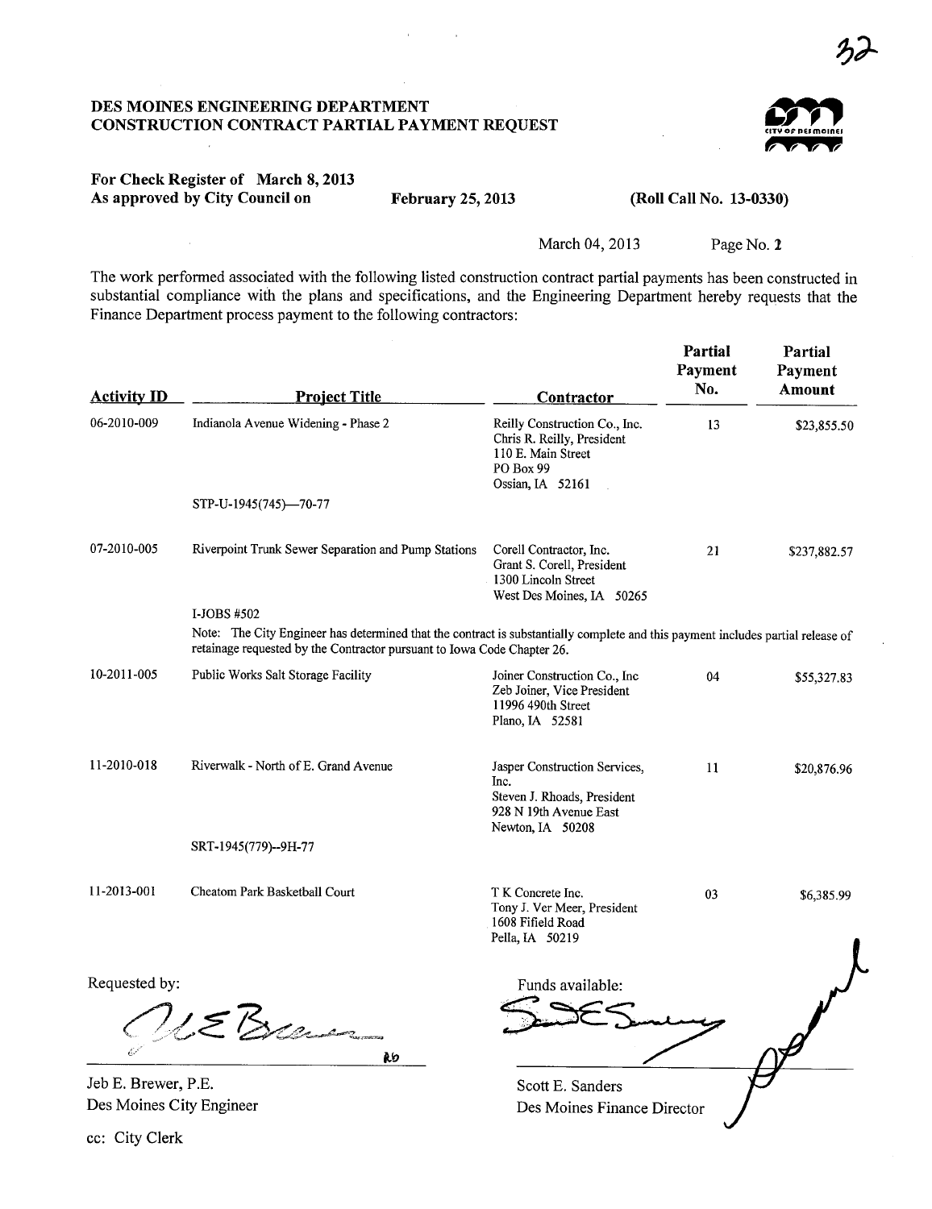32

# DES MOINES ENGINEERING DEPARTMENT
## CONSTRUCTION CONTRACT PARTIAL PAYMENT REQUEST

**For Check Register of March 8, 2013**
**As approved by City Council on February 25, 2013 (Roll Call No. 13-0330)**

March 04, 2013 Page No. 2

The work performed associated with the following listed construction contract partial payments has been constructed in substantial compliance with the plans and specifications, and the Engineering Department hereby requests that the Finance Department process payment to the following contractors:

| Activity ID | Project Title | Contractor | Partial Payment No. | Partial Payment Amount |
|---|---|---|---|---|
| 06-2010-009 | Indianola Avenue Widening - Phase 2<br>STP-U-1945(745)—70-77 | Reilly Construction Co., Inc.<br>Chris R. Reilly, President<br>110 E. Main Street<br>PO Box 99<br>Ossian, IA 52161 | 13 | $23,855.50 |
| 07-2010-005 | Riverpoint Trunk Sewer Separation and Pump Stations<br>I-JOBS #502 | Corell Contractor, Inc.<br>Grant S. Corell, President<br>1300 Lincoln Street<br>West Des Moines, IA 50265 | 21 | $237,882.57 |
| | Note: The City Engineer has determined that the contract is substantially complete and this payment includes partial release of retainage requested by the Contractor pursuant to Iowa Code Chapter 26. | | | |
| 10-2011-005 | Public Works Salt Storage Facility | Joiner Construction Co., Inc<br>Zeb Joiner, Vice President<br>11996 490th Street<br>Plano, IA 52581 | 04 | $55,327.83 |
| 11-2010-018 | Riverwalk - North of E. Grand Avenue<br>SRT-1945(779)--9H-77 | Jasper Construction Services, Inc.<br>Steven J. Rhoads, President<br>928 N 19th Avenue East<br>Newton, IA 50208 | 11 | $20,876.96 |
| 11-2013-001 | Cheatom Park Basketball Court | T K Concrete Inc.<br>Tony J. Ver Meer, President<br>1608 Fifield Road<br>Pella, IA 50219 | 03 | $6,385.99 |

Requested by:

Jeb E. Brewer, P.E.
Des Moines City Engineer

Funds available:

Scott E. Sanders
Des Moines Finance Director

cc: City Clerk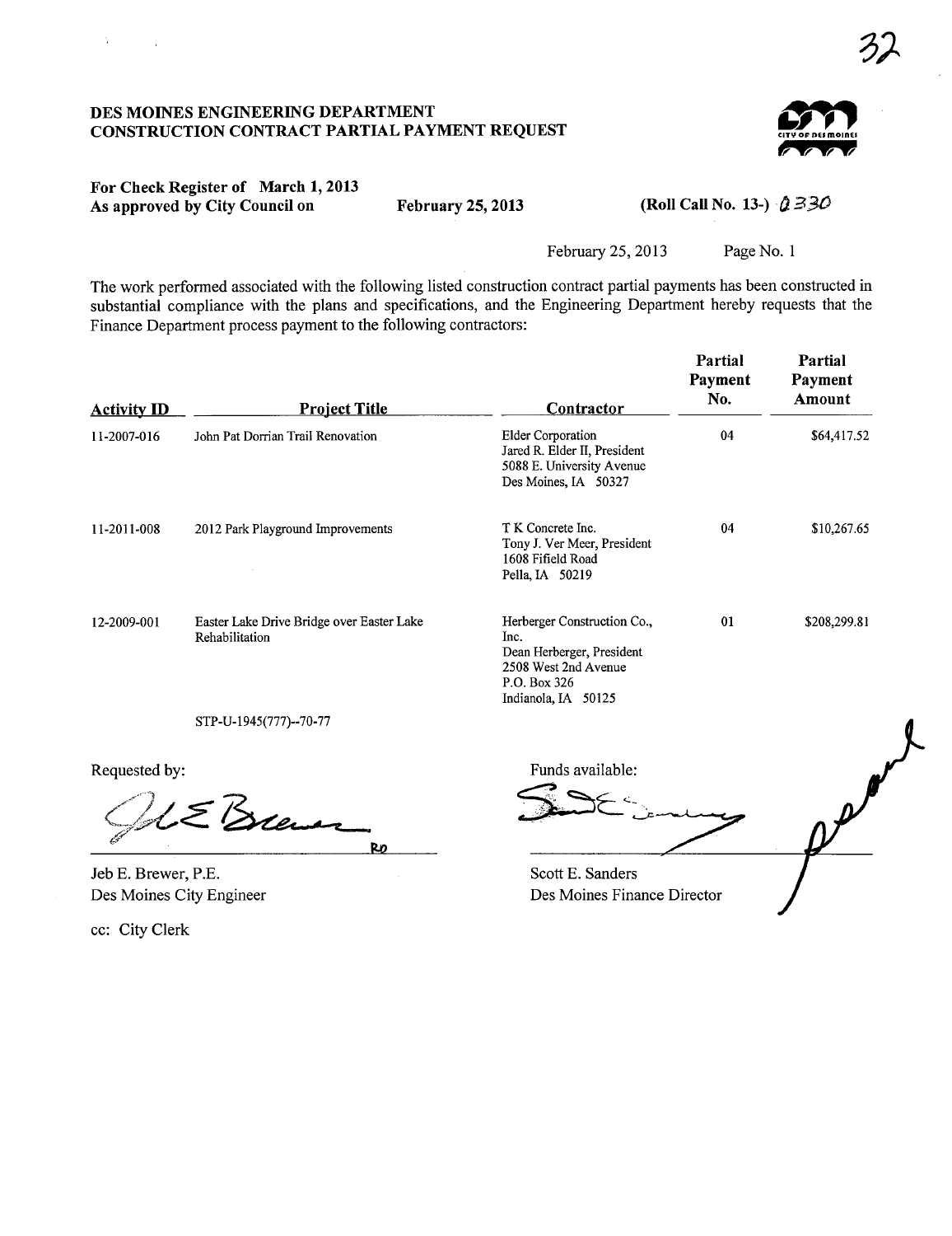# DES MOINES ENGINEERING DEPARTMENT
## CONSTRUCTION CONTRACT PARTIAL PAYMENT REQUEST

**For Check Register of March 1, 2013**
**As approved by City Council on February 25, 2013** **(Roll Call No. 13-) 0330**

February 25, 2013 Page No. 1

The work performed associated with the following listed construction contract partial payments has been constructed in substantial compliance with the plans and specifications, and the Engineering Department hereby requests that the Finance Department process payment to the following contractors:

| Activity ID | Project Title | Contractor | Partial Payment No. | Partial Payment Amount |
|---|---|---|---|---|
| 11-2007-016 | John Pat Dorrian Trail Renovation | Elder Corporation<br>Jared R. Elder II, President<br>5088 E. University Avenue<br>Des Moines, IA 50327 | 04 | $64,417.52 |
| 11-2011-008 | 2012 Park Playground Improvements | T K Concrete Inc.<br>Tony J. Ver Meer, President<br>1608 Fifield Road<br>Pella, IA 50219 | 04 | $10,267.65 |
| 12-2009-001 | Easter Lake Drive Bridge over Easter Lake Rehabilitation<br><br>STP-U-1945(777)--70-77 | Herberger Construction Co., Inc.<br>Dean Herberger, President<br>2508 West 2nd Avenue<br>P.O. Box 326<br>Indianola, IA 50125 | 01 | $208,299.81 |

Requested by:

Jeb E. Brewer, P.E.
Des Moines City Engineer

Funds available:

Scott E. Sanders
Des Moines Finance Director

cc: City Clerk